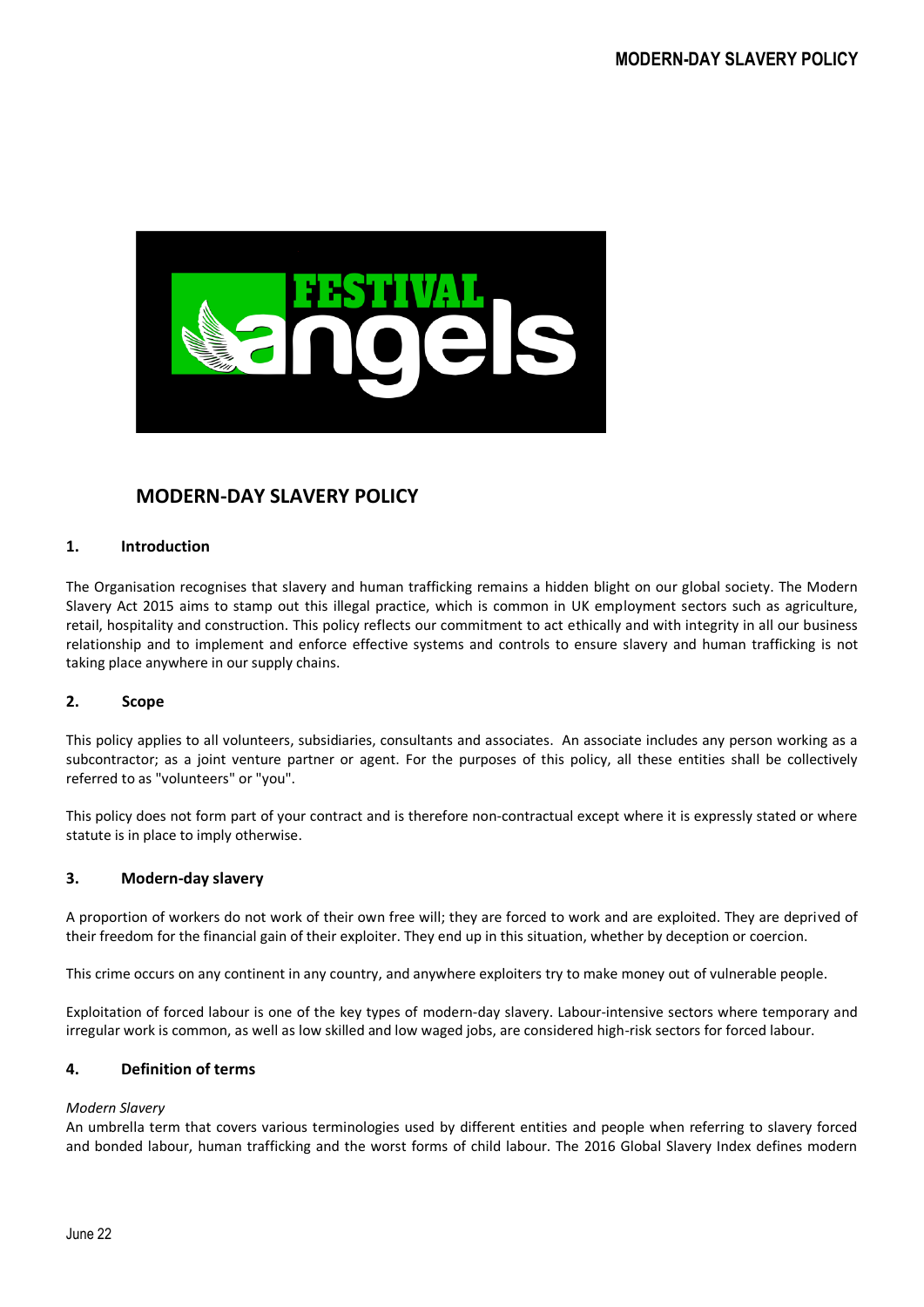# MODERN-DAY SLAVERY POLICY

## 1. Introduction

The Organisation recognises that slavery and human trafficking remains a hidden blight on our global society. The Modern Slavery Act 2015 aims to stamp out this illegal practice, which is common in UK employment sectors such as agriculture, retail, hospitality and construction. This policy reflects our commitment to act ethically and with integrity in all our business relationship and to implement and enforce effective systems and controls to ensure slavery and human trafficking is not taking place anywhere in our supply chains.

## 2. Scope

This policy applies to all volunteers, subsidiaries, consultants and associates. An associate includes any person working as a subcontractor; as a joint venture partner or agent. For the purposes of this policy, all these entities shall be collectively referred to as "volunteers" or "you".

This policy does not form part of your contract and is therefore non-contractual except where it is expressly stated or where statute is in place to imply otherwise.

## 3. Modern-day slavery

A proportion of workers do not work of their own free will; they are forced to work and are exploited. They are deprived of their freedom for the financial gain of their exploiter. They end up in this situation, whether by deception or coercion.

This crime occurs on any continent in any country, and anywhere exploiters try to make money out of vulnerable people.

Exploitation of forced labour is one of the key types of modern-day slavery. Labour-intensive sectors where temporary and irregular work is common, as well as low skilled and low waged jobs, are considered high-risk sectors for forced labour.

## 4. Definition of terms

*Modern Slavery*

An umbrella term that covers various terminologies used by different entities and people when referring to slavery forced and bonded labour, human trafficking and the worst forms of child labour. The 2016 Global Slavery Index defines modern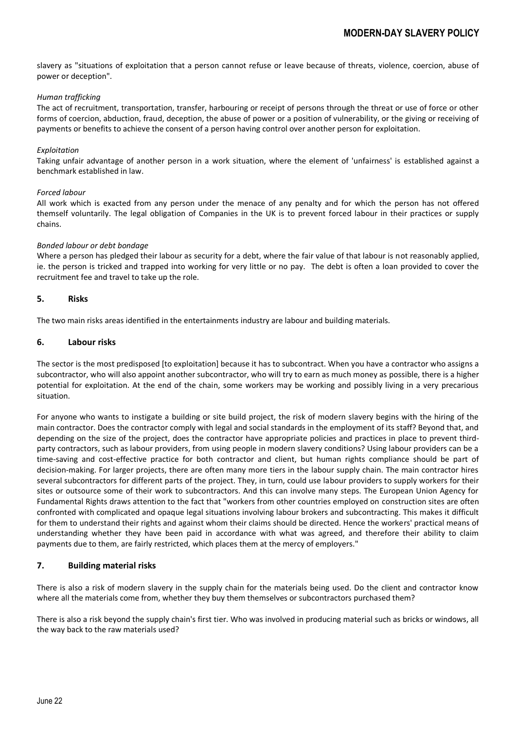slavery as "situations of exploitation that a person cannot refuse or leave because of threats, violence, coercion, abuse of power or deception".

*Human trafficking*
The act of recruitment, transportation, transfer, harbouring or receipt of persons through the threat or use of force or other forms of coercion, abduction, fraud, deception, the abuse of power or a position of vulnerability, or the giving or receiving of payments or benefits to achieve the consent of a person having control over another person for exploitation.

*Exploitation*
Taking unfair advantage of another person in a work situation, where the element of 'unfairness' is established against a benchmark established in law.

*Forced labour*
All work which is exacted from any person under the menace of any penalty and for which the person has not offered themself voluntarily. The legal obligation of Companies in the UK is to prevent forced labour in their practices or supply chains.

*Bonded labour or debt bondage*
Where a person has pledged their labour as security for a debt, where the fair value of that labour is not reasonably applied, ie. the person is tricked and trapped into working for very little or no pay. The debt is often a loan provided to cover the recruitment fee and travel to take up the role.

## 5. Risks

The two main risks areas identified in the entertainments industry are labour and building materials.

## 6. Labour risks

The sector is the most predisposed [to exploitation] because it has to subcontract. When you have a contractor who assigns a subcontractor, who will also appoint another subcontractor, who will try to earn as much money as possible, there is a higher potential for exploitation. At the end of the chain, some workers may be working and possibly living in a very precarious situation.

For anyone who wants to instigate a building or site build project, the risk of modern slavery begins with the hiring of the main contractor. Does the contractor comply with legal and social standards in the employment of its staff? Beyond that, and depending on the size of the project, does the contractor have appropriate policies and practices in place to prevent third-party contractors, such as labour providers, from using people in modern slavery conditions? Using labour providers can be a time-saving and cost-effective practice for both contractor and client, but human rights compliance should be part of decision-making. For larger projects, there are often many more tiers in the labour supply chain. The main contractor hires several subcontractors for different parts of the project. They, in turn, could use labour providers to supply workers for their sites or outsource some of their work to subcontractors. And this can involve many steps. The European Union Agency for Fundamental Rights draws attention to the fact that "workers from other countries employed on construction sites are often confronted with complicated and opaque legal situations involving labour brokers and subcontracting. This makes it difficult for them to understand their rights and against whom their claims should be directed. Hence the workers' practical means of understanding whether they have been paid in accordance with what was agreed, and therefore their ability to claim payments due to them, are fairly restricted, which places them at the mercy of employers."

## 7. Building material risks

There is also a risk of modern slavery in the supply chain for the materials being used. Do the client and contractor know where all the materials come from, whether they buy them themselves or subcontractors purchased them?

There is also a risk beyond the supply chain's first tier. Who was involved in producing material such as bricks or windows, all the way back to the raw materials used?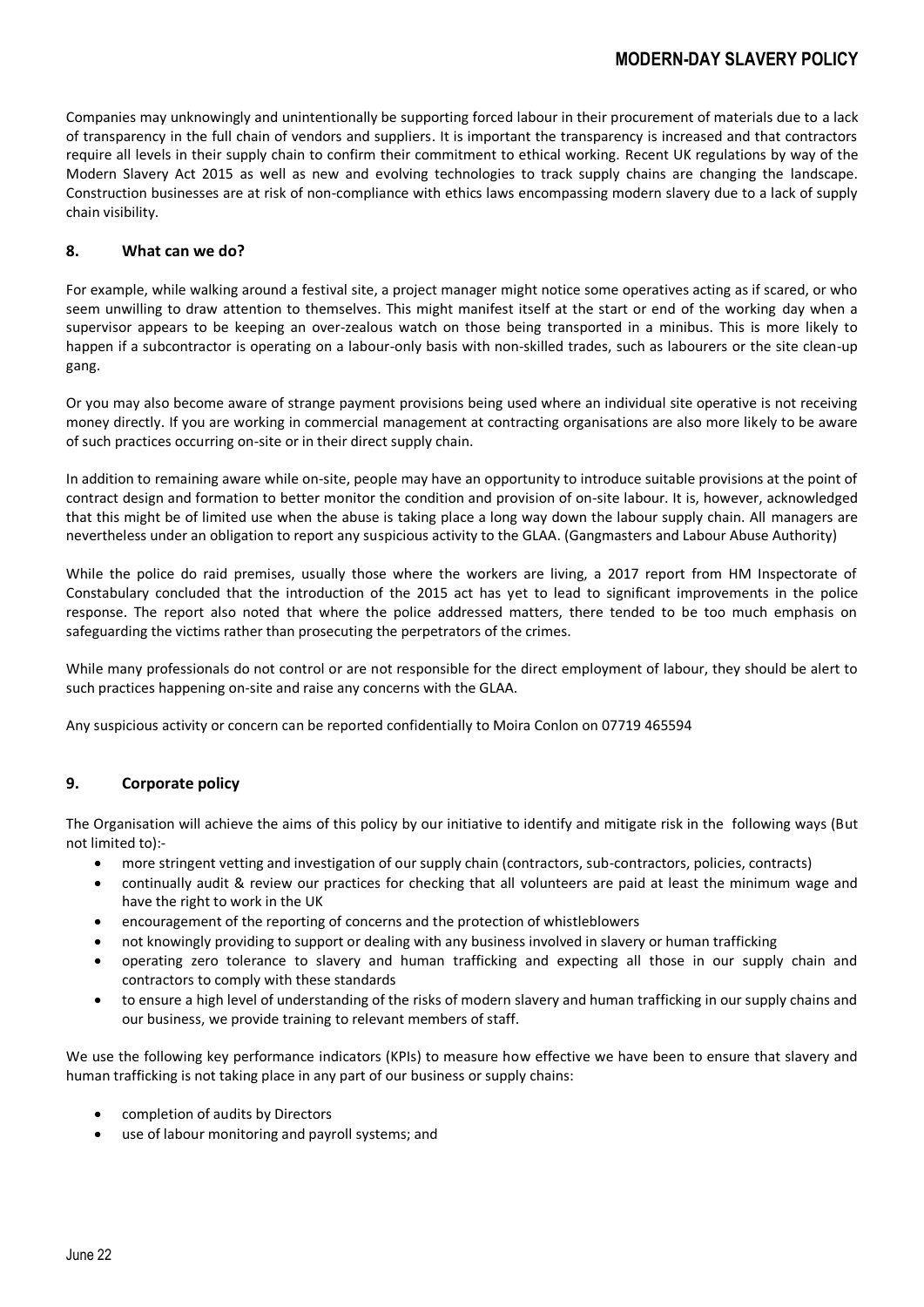Companies may unknowingly and unintentionally be supporting forced labour in their procurement of materials due to a lack of transparency in the full chain of vendors and suppliers. It is important the transparency is increased and that contractors require all levels in their supply chain to confirm their commitment to ethical working. Recent UK regulations by way of the Modern Slavery Act 2015 as well as new and evolving technologies to track supply chains are changing the landscape. Construction businesses are at risk of non-compliance with ethics laws encompassing modern slavery due to a lack of supply chain visibility.

## 8. What can we do?

For example, while walking around a festival site, a project manager might notice some operatives acting as if scared, or who seem unwilling to draw attention to themselves. This might manifest itself at the start or end of the working day when a supervisor appears to be keeping an over-zealous watch on those being transported in a minibus. This is more likely to happen if a subcontractor is operating on a labour-only basis with non-skilled trades, such as labourers or the site clean-up gang.

Or you may also become aware of strange payment provisions being used where an individual site operative is not receiving money directly. If you are working in commercial management at contracting organisations are also more likely to be aware of such practices occurring on-site or in their direct supply chain.

In addition to remaining aware while on-site, people may have an opportunity to introduce suitable provisions at the point of contract design and formation to better monitor the condition and provision of on-site labour. It is, however, acknowledged that this might be of limited use when the abuse is taking place a long way down the labour supply chain. All managers are nevertheless under an obligation to report any suspicious activity to the GLAA. (Gangmasters and Labour Abuse Authority)

While the police do raid premises, usually those where the workers are living, a 2017 report from HM Inspectorate of Constabulary concluded that the introduction of the 2015 act has yet to lead to significant improvements in the police response. The report also noted that where the police addressed matters, there tended to be too much emphasis on safeguarding the victims rather than prosecuting the perpetrators of the crimes.

While many professionals do not control or are not responsible for the direct employment of labour, they should be alert to such practices happening on-site and raise any concerns with the GLAA.

Any suspicious activity or concern can be reported confidentially to Moira Conlon on 07719 465594

## 9. Corporate policy

The Organisation will achieve the aims of this policy by our initiative to identify and mitigate risk in the following ways (But not limited to):-

- more stringent vetting and investigation of our supply chain (contractors, sub-contractors, policies, contracts)
- continually audit & review our practices for checking that all volunteers are paid at least the minimum wage and have the right to work in the UK
- encouragement of the reporting of concerns and the protection of whistleblowers
- not knowingly providing to support or dealing with any business involved in slavery or human trafficking
- operating zero tolerance to slavery and human trafficking and expecting all those in our supply chain and contractors to comply with these standards
- to ensure a high level of understanding of the risks of modern slavery and human trafficking in our supply chains and our business, we provide training to relevant members of staff.

We use the following key performance indicators (KPIs) to measure how effective we have been to ensure that slavery and human trafficking is not taking place in any part of our business or supply chains:

- completion of audits by Directors
- use of labour monitoring and payroll systems; and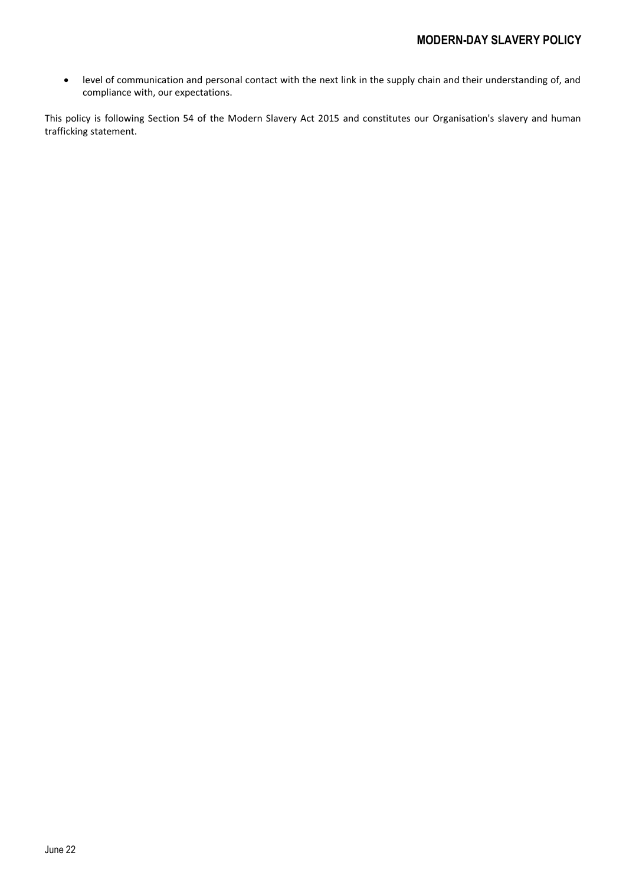- level of communication and personal contact with the next link in the supply chain and their understanding of, and compliance with, our expectations.

This policy is following Section 54 of the Modern Slavery Act 2015 and constitutes our Organisation's slavery and human trafficking statement.